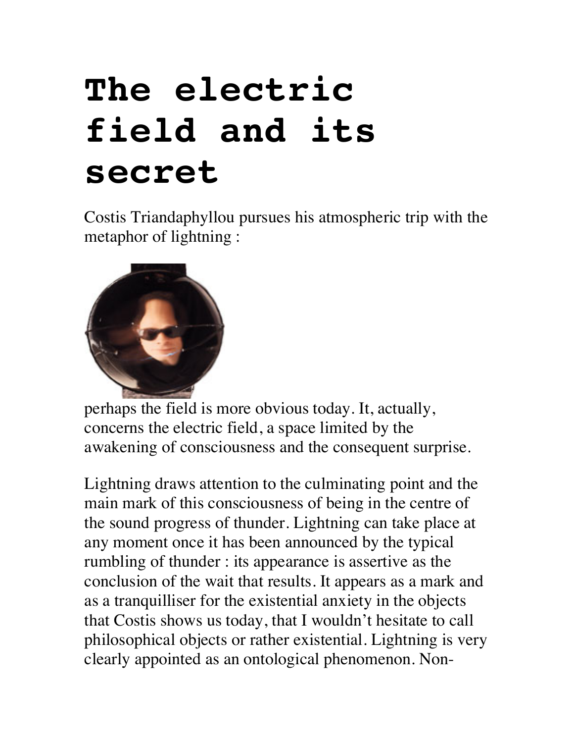# The electric field and its secret

Costis Triandaphyllou pursues his atmospheric trip with the metaphor of lightning :

perhaps the field is more obvious today. It, actually, concerns the electric field, a space limited by the awakening of consciousness and the consequent surprise.

Lightning draws attention to the culminating point and the main mark of this consciousness of being in the centre of the sound progress of thunder. Lightning can take place at any moment once it has been announced by the typical rumbling of thunder : its appearance is assertive as the conclusion of the wait that results. It appears as a mark and as a tranquilliser for the existential anxiety in the objects that Costis shows us today, that I wouldn't hesitate to call philosophical objects or rather existential. Lightning is very clearly appointed as an ontological phenomenon. Non-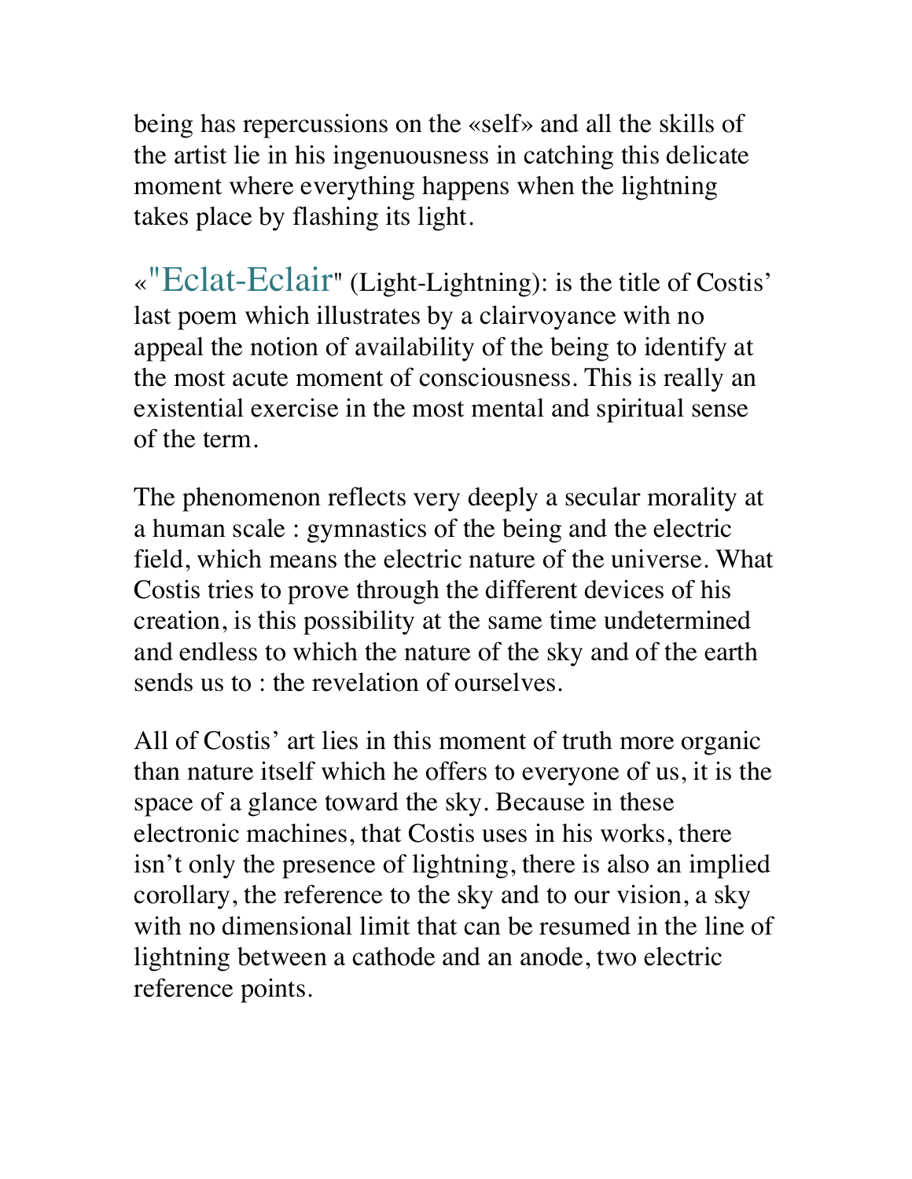being has repercussions on the «self» and all the skills of the artist lie in his ingenuousness in catching this delicate moment where everything happens when the lightning takes place by flashing its light.

«"Eclat-Eclair" (Light-Lightning): is the title of Costis' last poem which illustrates by a clairvoyance with no appeal the notion of availability of the being to identify at the most acute moment of consciousness. This is really an existential exercise in the most mental and spiritual sense of the term.

The phenomenon reflects very deeply a secular morality at a human scale : gymnastics of the being and the electric field, which means the electric nature of the universe. What Costis tries to prove through the different devices of his creation, is this possibility at the same time undetermined and endless to which the nature of the sky and of the earth sends us to : the revelation of ourselves.

All of Costis' art lies in this moment of truth more organic than nature itself which he offers to everyone of us, it is the space of a glance toward the sky. Because in these electronic machines, that Costis uses in his works, there isn't only the presence of lightning, there is also an implied corollary, the reference to the sky and to our vision, a sky with no dimensional limit that can be resumed in the line of lightning between a cathode and an anode, two electric reference points.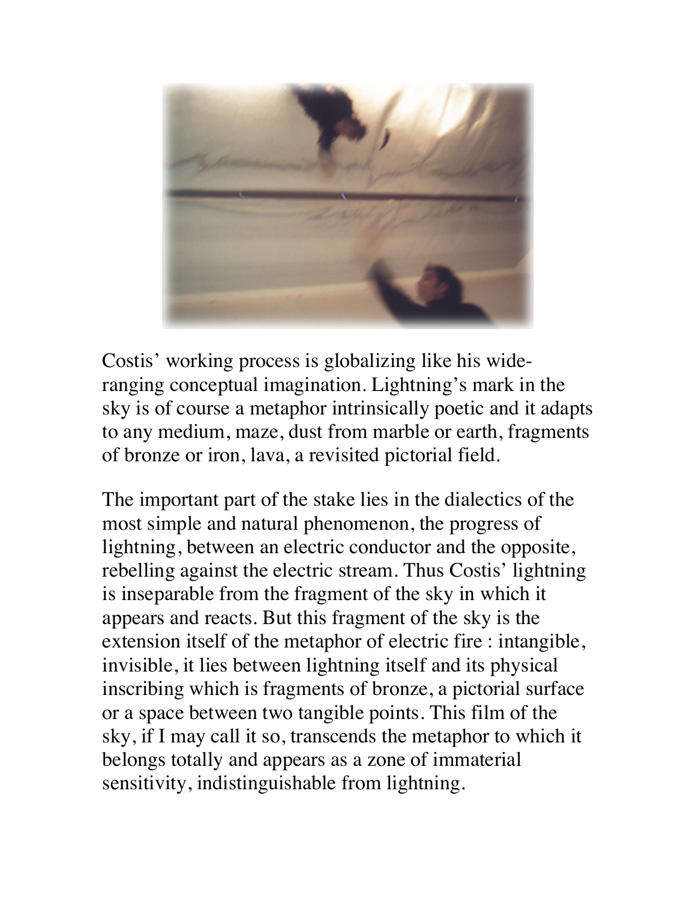Costis' working process is globalizing like his wide-ranging conceptual imagination. Lightning's mark in the sky is of course a metaphor intrinsically poetic and it adapts to any medium, maze, dust from marble or earth, fragments of bronze or iron, lava, a revisited pictorial field.

The important part of the stake lies in the dialectics of the most simple and natural phenomenon, the progress of lightning, between an electric conductor and the opposite, rebelling against the electric stream. Thus Costis' lightning is inseparable from the fragment of the sky in which it appears and reacts. But this fragment of the sky is the extension itself of the metaphor of electric fire : intangible, invisible, it lies between lightning itself and its physical inscribing which is fragments of bronze, a pictorial surface or a space between two tangible points. This film of the sky, if I may call it so, transcends the metaphor to which it belongs totally and appears as a zone of immaterial sensitivity, indistinguishable from lightning.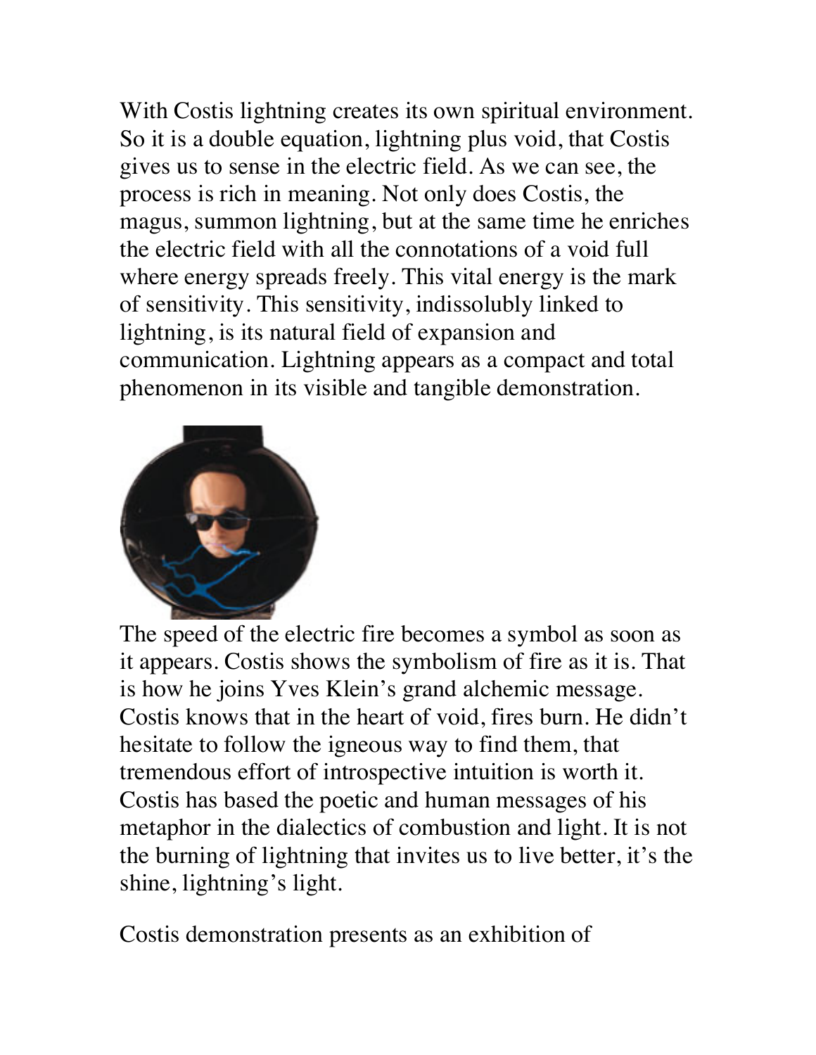With Costis lightning creates its own spiritual environment. So it is a double equation, lightning plus void, that Costis gives us to sense in the electric field. As we can see, the process is rich in meaning. Not only does Costis, the magus, summon lightning, but at the same time he enriches the electric field with all the connotations of a void full where energy spreads freely. This vital energy is the mark of sensitivity. This sensitivity, indissolubly linked to lightning, is its natural field of expansion and communication. Lightning appears as a compact and total phenomenon in its visible and tangible demonstration.

The speed of the electric fire becomes a symbol as soon as it appears. Costis shows the symbolism of fire as it is. That is how he joins Yves Klein's grand alchemic message. Costis knows that in the heart of void, fires burn. He didn't hesitate to follow the igneous way to find them, that tremendous effort of introspective intuition is worth it. Costis has based the poetic and human messages of his metaphor in the dialectics of combustion and light. It is not the burning of lightning that invites us to live better, it's the shine, lightning's light.

Costis demonstration presents as an exhibition of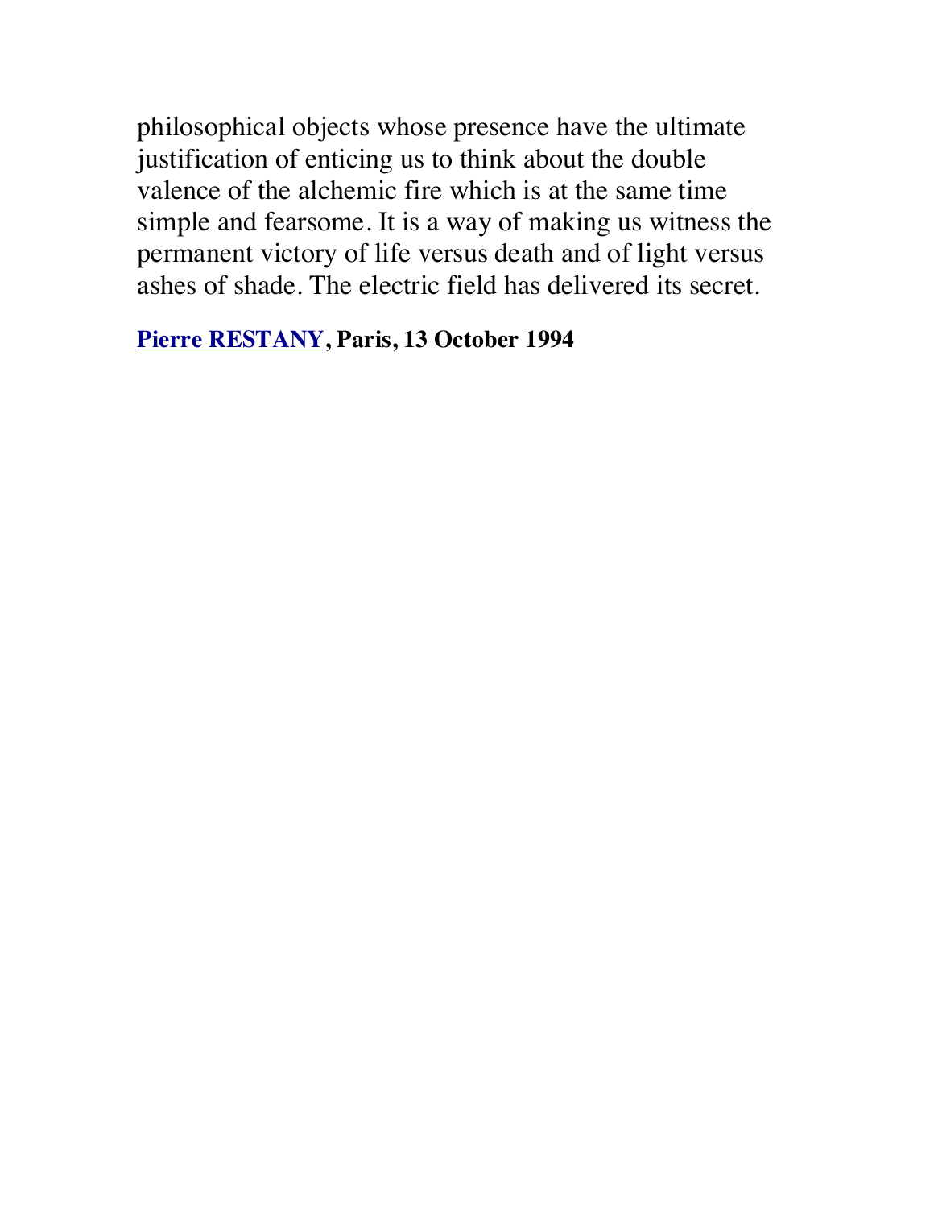philosophical objects whose presence have the ultimate justification of enticing us to think about the double valence of the alchemic fire which is at the same time simple and fearsome. It is a way of making us witness the permanent victory of life versus death and of light versus ashes of shade. The electric field has delivered its secret.

**Pierre RESTANY, Paris, 13 October 1994**